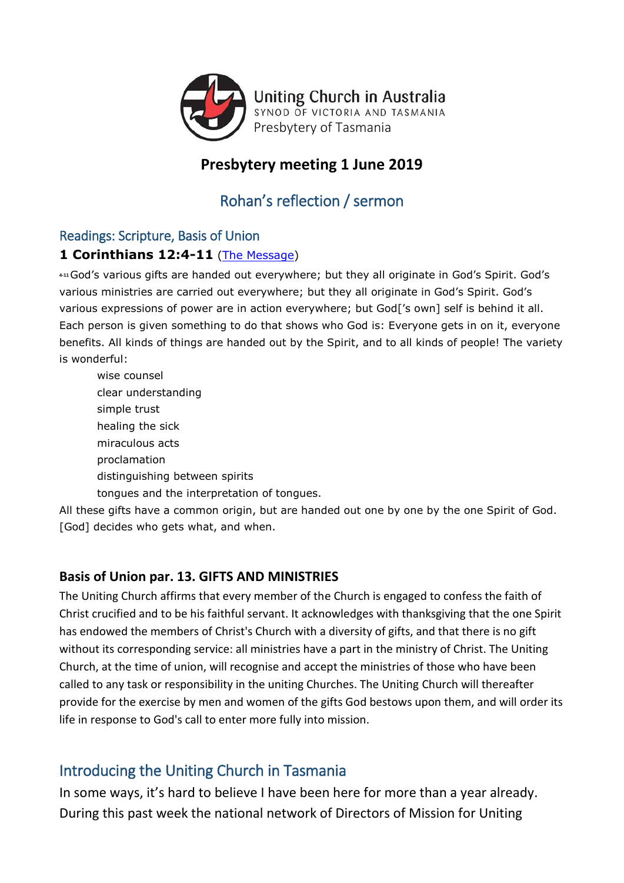Uniting Church in Australia
SYNOD OF VICTORIA AND TASMANIA
Presbytery of Tasmania

# Presbytery meeting 1 June 2019

## Rohan's reflection / sermon

### Readings: Scripture, Basis of Union

**1 Corinthians 12:4-11** (The Message)

4-11 God's various gifts are handed out everywhere; but they all originate in God's Spirit. God's various ministries are carried out everywhere; but they all originate in God's Spirit. God's various expressions of power are in action everywhere; but God['s own] self is behind it all. Each person is given something to do that shows who God is: Everyone gets in on it, everyone benefits. All kinds of things are handed out by the Spirit, and to all kinds of people! The variety is wonderful:

wise counsel
clear understanding
simple trust
healing the sick
miraculous acts
proclamation
distinguishing between spirits
tongues and the interpretation of tongues.

All these gifts have a common origin, but are handed out one by one by the one Spirit of God. [God] decides who gets what, and when.

**Basis of Union par. 13. GIFTS AND MINISTRIES**

The Uniting Church affirms that every member of the Church is engaged to confess the faith of Christ crucified and to be his faithful servant. It acknowledges with thanksgiving that the one Spirit has endowed the members of Christ's Church with a diversity of gifts, and that there is no gift without its corresponding service: all ministries have a part in the ministry of Christ. The Uniting Church, at the time of union, will recognise and accept the ministries of those who have been called to any task or responsibility in the uniting Churches. The Uniting Church will thereafter provide for the exercise by men and women of the gifts God bestows upon them, and will order its life in response to God's call to enter more fully into mission.

## Introducing the Uniting Church in Tasmania

In some ways, it's hard to believe I have been here for more than a year already. During this past week the national network of Directors of Mission for Uniting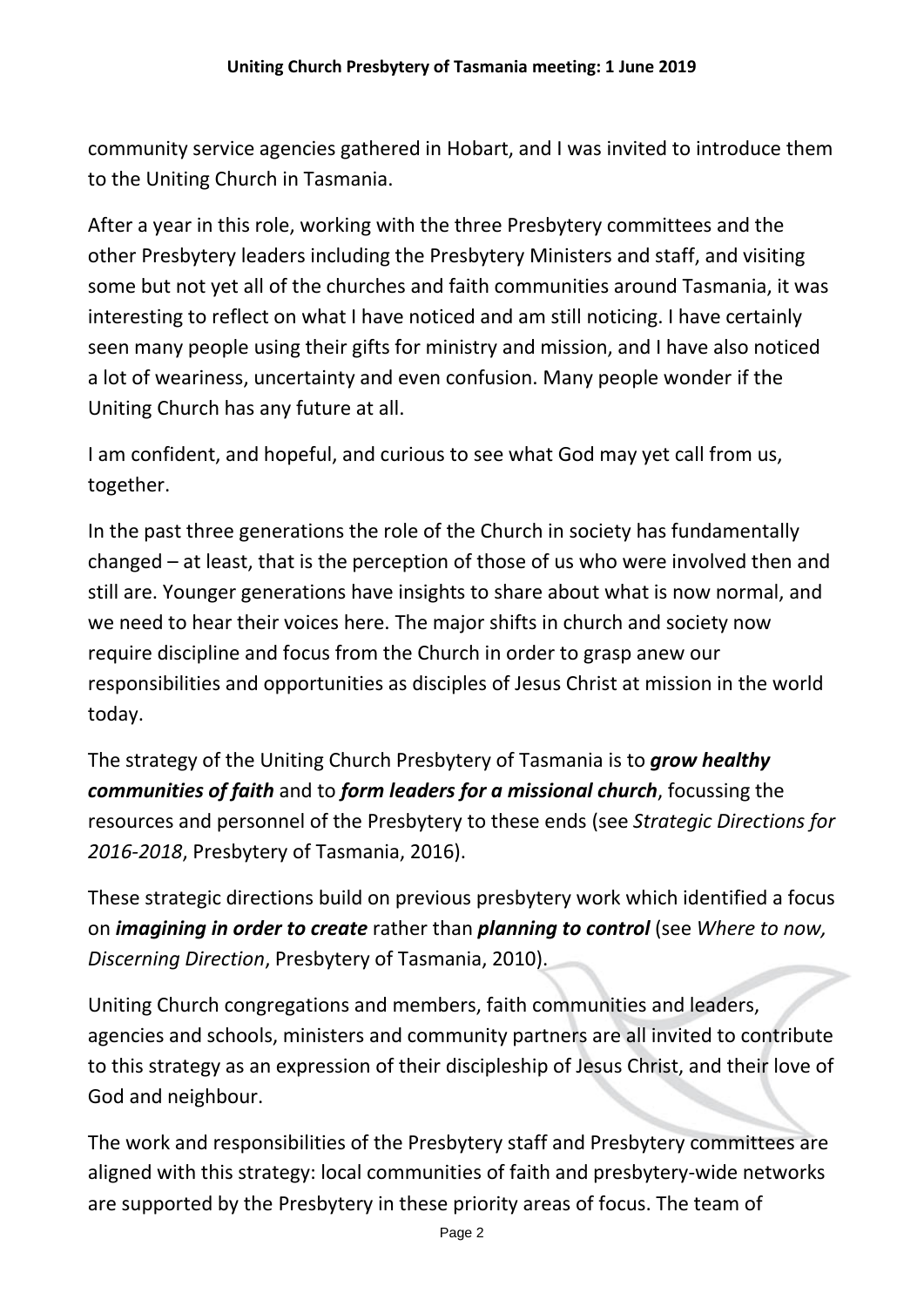community service agencies gathered in Hobart, and I was invited to introduce them to the Uniting Church in Tasmania.

After a year in this role, working with the three Presbytery committees and the other Presbytery leaders including the Presbytery Ministers and staff, and visiting some but not yet all of the churches and faith communities around Tasmania, it was interesting to reflect on what I have noticed and am still noticing. I have certainly seen many people using their gifts for ministry and mission, and I have also noticed a lot of weariness, uncertainty and even confusion. Many people wonder if the Uniting Church has any future at all.

I am confident, and hopeful, and curious to see what God may yet call from us, together.

In the past three generations the role of the Church in society has fundamentally changed – at least, that is the perception of those of us who were involved then and still are. Younger generations have insights to share about what is now normal, and we need to hear their voices here. The major shifts in church and society now require discipline and focus from the Church in order to grasp anew our responsibilities and opportunities as disciples of Jesus Christ at mission in the world today.

The strategy of the Uniting Church Presbytery of Tasmania is to ***grow healthy communities of faith*** and to ***form leaders for a missional church***, focussing the resources and personnel of the Presbytery to these ends (see *Strategic Directions for 2016-2018*, Presbytery of Tasmania, 2016).

These strategic directions build on previous presbytery work which identified a focus on ***imagining in order to create*** rather than ***planning to control*** (see *Where to now, Discerning Direction*, Presbytery of Tasmania, 2010).

Uniting Church congregations and members, faith communities and leaders, agencies and schools, ministers and community partners are all invited to contribute to this strategy as an expression of their discipleship of Jesus Christ, and their love of God and neighbour.

The work and responsibilities of the Presbytery staff and Presbytery committees are aligned with this strategy: local communities of faith and presbytery-wide networks are supported by the Presbytery in these priority areas of focus. The team of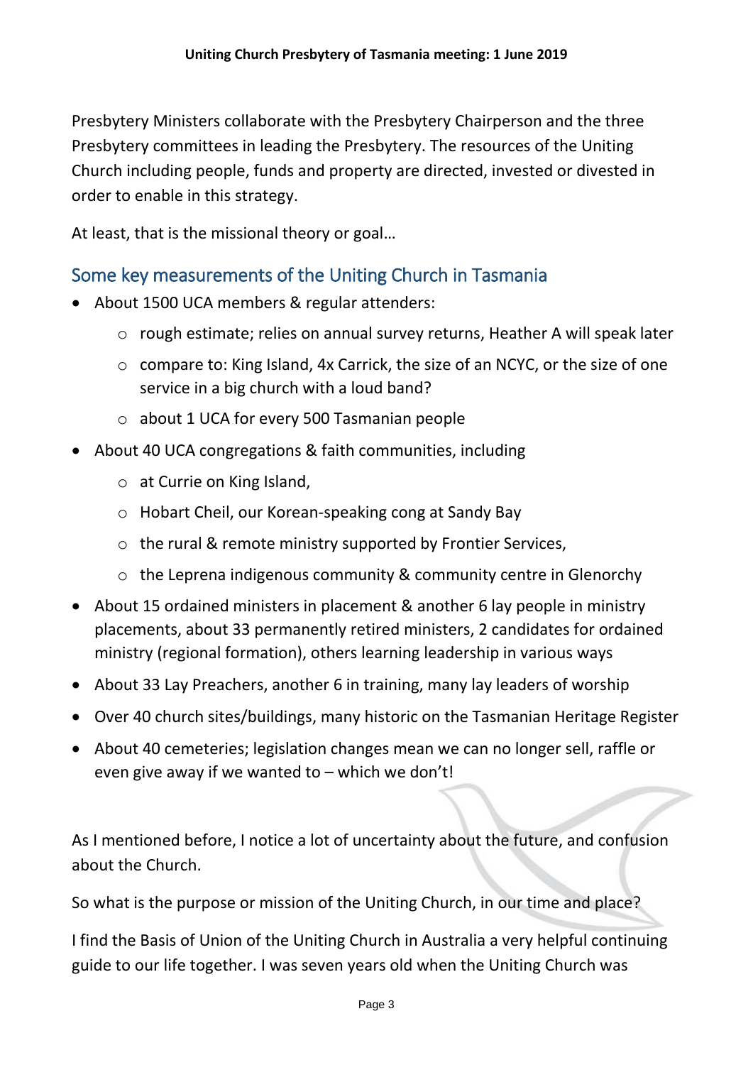Presbytery Ministers collaborate with the Presbytery Chairperson and the three Presbytery committees in leading the Presbytery. The resources of the Uniting Church including people, funds and property are directed, invested or divested in order to enable in this strategy.

At least, that is the missional theory or goal…

## Some key measurements of the Uniting Church in Tasmania

- About 1500 UCA members & regular attenders:
  - rough estimate; relies on annual survey returns, Heather A will speak later
  - compare to: King Island, 4x Carrick, the size of an NCYC, or the size of one service in a big church with a loud band?
  - about 1 UCA for every 500 Tasmanian people
- About 40 UCA congregations & faith communities, including
  - at Currie on King Island,
  - Hobart Cheil, our Korean-speaking cong at Sandy Bay
  - the rural & remote ministry supported by Frontier Services,
  - the Leprena indigenous community & community centre in Glenorchy
- About 15 ordained ministers in placement & another 6 lay people in ministry placements, about 33 permanently retired ministers, 2 candidates for ordained ministry (regional formation), others learning leadership in various ways
- About 33 Lay Preachers, another 6 in training, many lay leaders of worship
- Over 40 church sites/buildings, many historic on the Tasmanian Heritage Register
- About 40 cemeteries; legislation changes mean we can no longer sell, raffle or even give away if we wanted to – which we don't!

As I mentioned before, I notice a lot of uncertainty about the future, and confusion about the Church.

So what is the purpose or mission of the Uniting Church, in our time and place?

I find the Basis of Union of the Uniting Church in Australia a very helpful continuing guide to our life together. I was seven years old when the Uniting Church was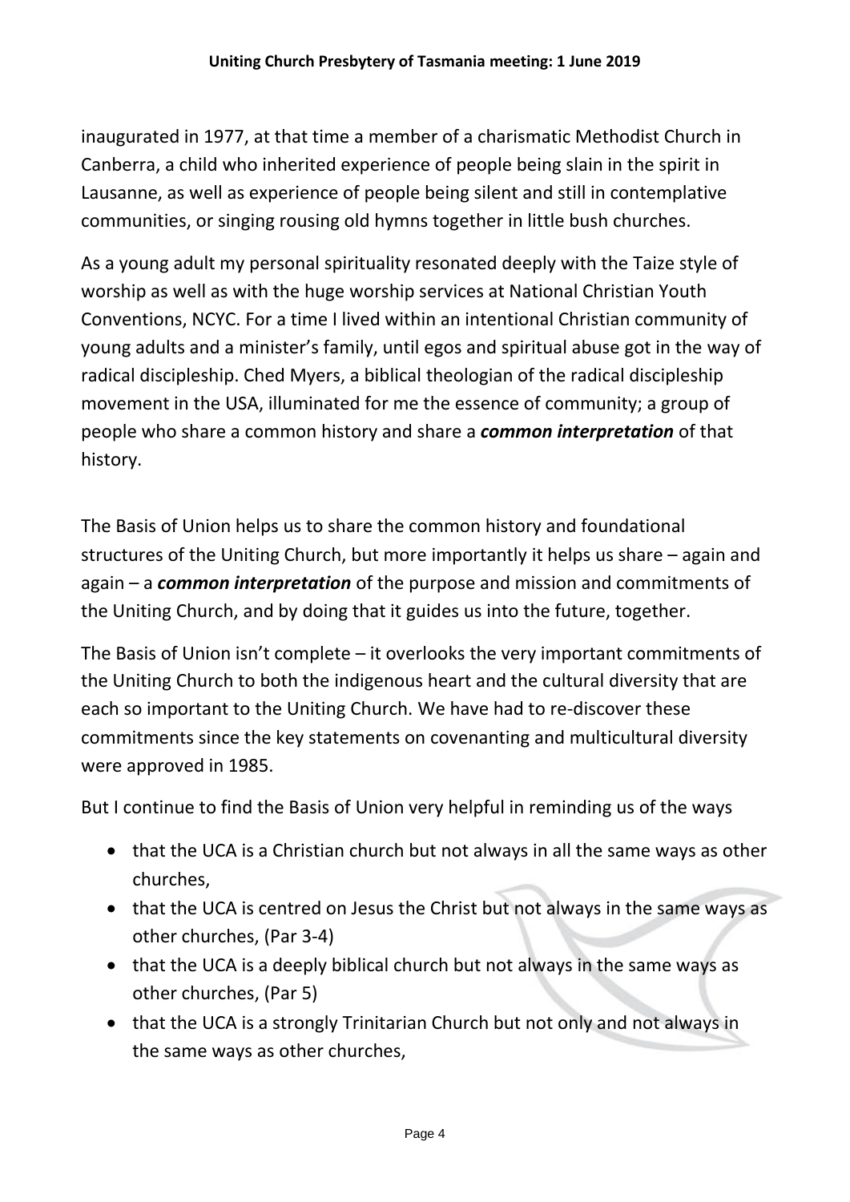inaugurated in 1977, at that time a member of a charismatic Methodist Church in Canberra, a child who inherited experience of people being slain in the spirit in Lausanne, as well as experience of people being silent and still in contemplative communities, or singing rousing old hymns together in little bush churches.

As a young adult my personal spirituality resonated deeply with the Taize style of worship as well as with the huge worship services at National Christian Youth Conventions, NCYC. For a time I lived within an intentional Christian community of young adults and a minister's family, until egos and spiritual abuse got in the way of radical discipleship. Ched Myers, a biblical theologian of the radical discipleship movement in the USA, illuminated for me the essence of community; a group of people who share a common history and share a ***common interpretation*** of that history.

The Basis of Union helps us to share the common history and foundational structures of the Uniting Church, but more importantly it helps us share – again and again – a ***common interpretation*** of the purpose and mission and commitments of the Uniting Church, and by doing that it guides us into the future, together.

The Basis of Union isn't complete – it overlooks the very important commitments of the Uniting Church to both the indigenous heart and the cultural diversity that are each so important to the Uniting Church. We have had to re-discover these commitments since the key statements on covenanting and multicultural diversity were approved in 1985.

But I continue to find the Basis of Union very helpful in reminding us of the ways

- that the UCA is a Christian church but not always in all the same ways as other churches,
- that the UCA is centred on Jesus the Christ but not always in the same ways as other churches, (Par 3-4)
- that the UCA is a deeply biblical church but not always in the same ways as other churches, (Par 5)
- that the UCA is a strongly Trinitarian Church but not only and not always in the same ways as other churches,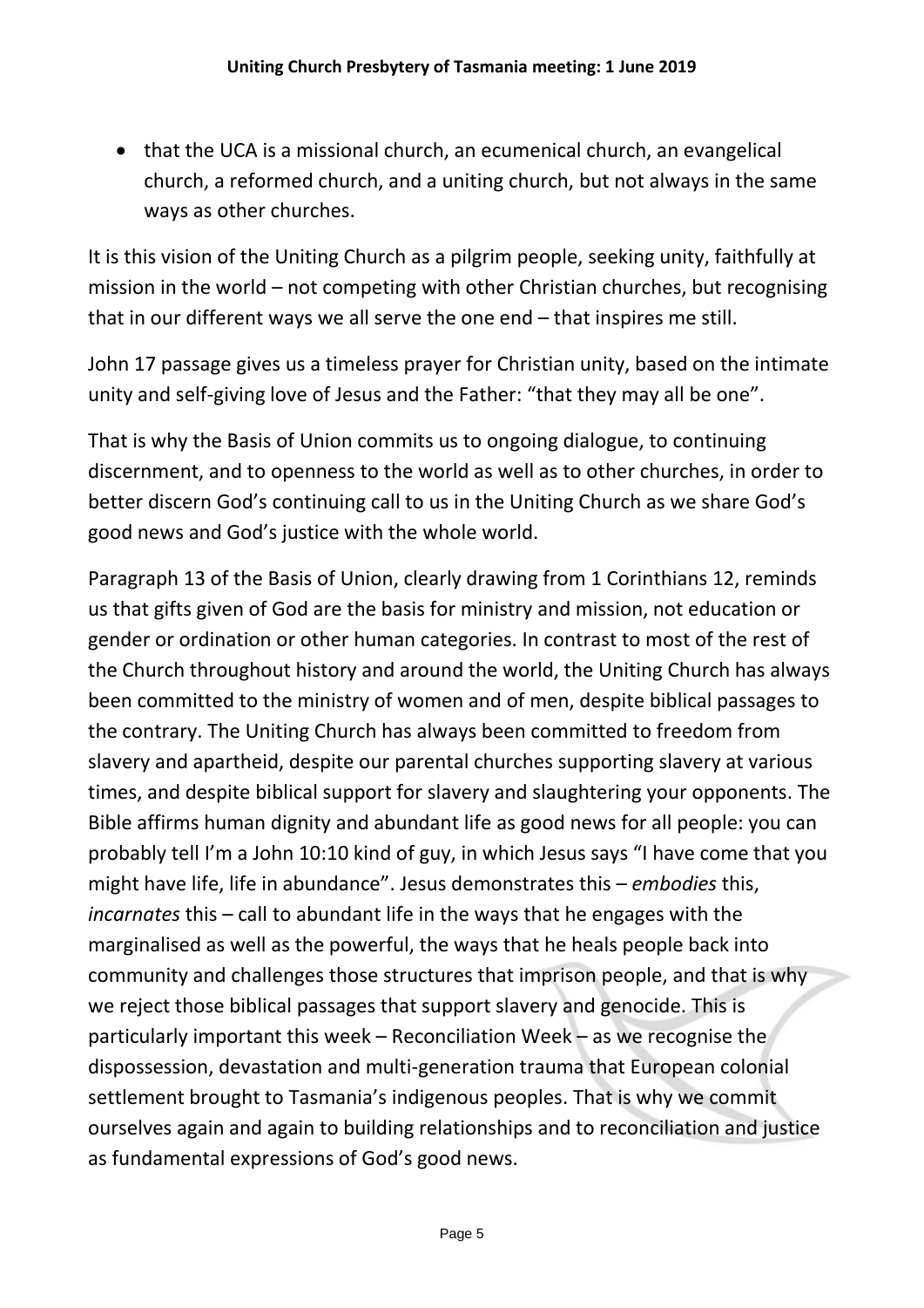- that the UCA is a missional church, an ecumenical church, an evangelical church, a reformed church, and a uniting church, but not always in the same ways as other churches.

It is this vision of the Uniting Church as a pilgrim people, seeking unity, faithfully at mission in the world – not competing with other Christian churches, but recognising that in our different ways we all serve the one end – that inspires me still.

John 17 passage gives us a timeless prayer for Christian unity, based on the intimate unity and self-giving love of Jesus and the Father: "that they may all be one".

That is why the Basis of Union commits us to ongoing dialogue, to continuing discernment, and to openness to the world as well as to other churches, in order to better discern God's continuing call to us in the Uniting Church as we share God's good news and God's justice with the whole world.

Paragraph 13 of the Basis of Union, clearly drawing from 1 Corinthians 12, reminds us that gifts given of God are the basis for ministry and mission, not education or gender or ordination or other human categories. In contrast to most of the rest of the Church throughout history and around the world, the Uniting Church has always been committed to the ministry of women and of men, despite biblical passages to the contrary. The Uniting Church has always been committed to freedom from slavery and apartheid, despite our parental churches supporting slavery at various times, and despite biblical support for slavery and slaughtering your opponents. The Bible affirms human dignity and abundant life as good news for all people: you can probably tell I'm a John 10:10 kind of guy, in which Jesus says "I have come that you might have life, life in abundance". Jesus demonstrates this – *embodies* this, *incarnates* this – call to abundant life in the ways that he engages with the marginalised as well as the powerful, the ways that he heals people back into community and challenges those structures that imprison people, and that is why we reject those biblical passages that support slavery and genocide. This is particularly important this week – Reconciliation Week – as we recognise the dispossession, devastation and multi-generation trauma that European colonial settlement brought to Tasmania's indigenous peoples. That is why we commit ourselves again and again to building relationships and to reconciliation and justice as fundamental expressions of God's good news.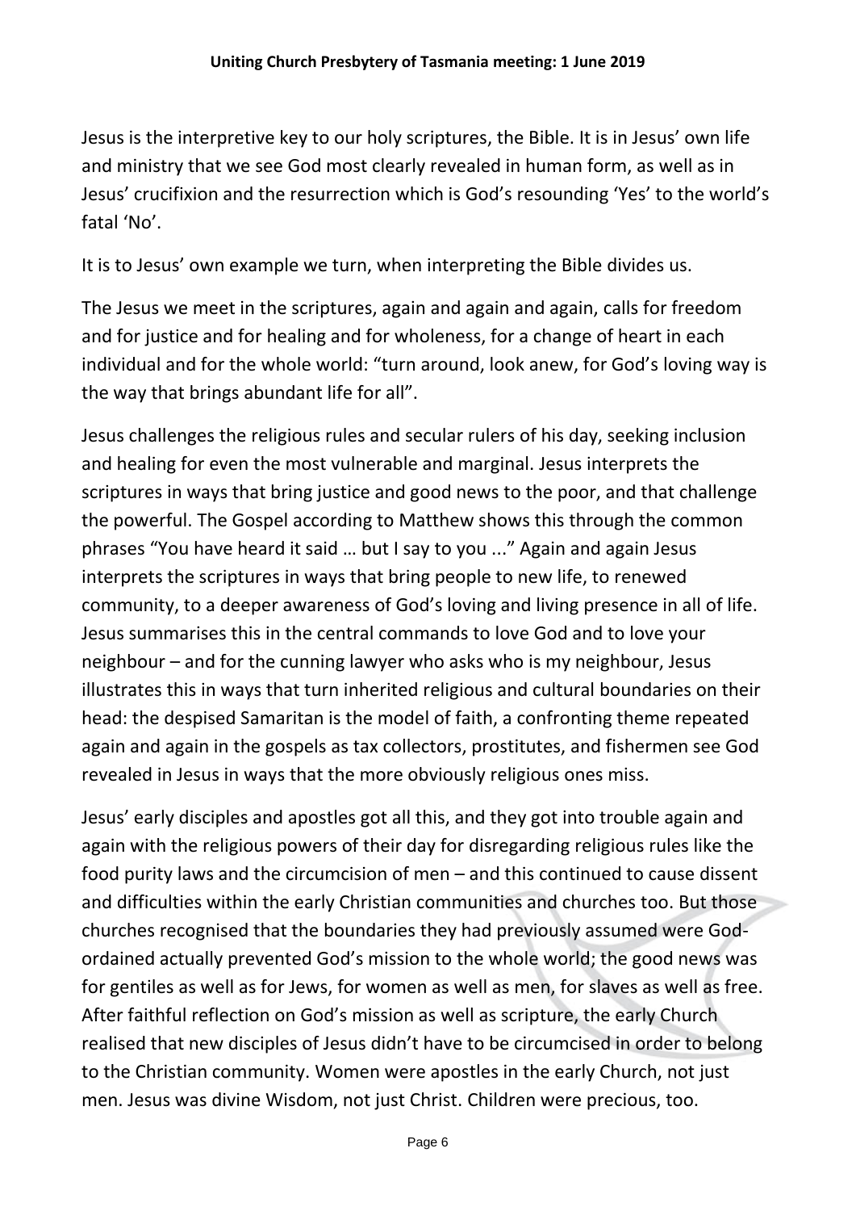Jesus is the interpretive key to our holy scriptures, the Bible. It is in Jesus' own life and ministry that we see God most clearly revealed in human form, as well as in Jesus' crucifixion and the resurrection which is God's resounding 'Yes' to the world's fatal 'No'.

It is to Jesus' own example we turn, when interpreting the Bible divides us.

The Jesus we meet in the scriptures, again and again and again, calls for freedom and for justice and for healing and for wholeness, for a change of heart in each individual and for the whole world: "turn around, look anew, for God's loving way is the way that brings abundant life for all".

Jesus challenges the religious rules and secular rulers of his day, seeking inclusion and healing for even the most vulnerable and marginal. Jesus interprets the scriptures in ways that bring justice and good news to the poor, and that challenge the powerful. The Gospel according to Matthew shows this through the common phrases "You have heard it said … but I say to you ..." Again and again Jesus interprets the scriptures in ways that bring people to new life, to renewed community, to a deeper awareness of God's loving and living presence in all of life. Jesus summarises this in the central commands to love God and to love your neighbour – and for the cunning lawyer who asks who is my neighbour, Jesus illustrates this in ways that turn inherited religious and cultural boundaries on their head: the despised Samaritan is the model of faith, a confronting theme repeated again and again in the gospels as tax collectors, prostitutes, and fishermen see God revealed in Jesus in ways that the more obviously religious ones miss.

Jesus' early disciples and apostles got all this, and they got into trouble again and again with the religious powers of their day for disregarding religious rules like the food purity laws and the circumcision of men – and this continued to cause dissent and difficulties within the early Christian communities and churches too. But those churches recognised that the boundaries they had previously assumed were God-ordained actually prevented God's mission to the whole world; the good news was for gentiles as well as for Jews, for women as well as men, for slaves as well as free. After faithful reflection on God's mission as well as scripture, the early Church realised that new disciples of Jesus didn't have to be circumcised in order to belong to the Christian community. Women were apostles in the early Church, not just men. Jesus was divine Wisdom, not just Christ. Children were precious, too.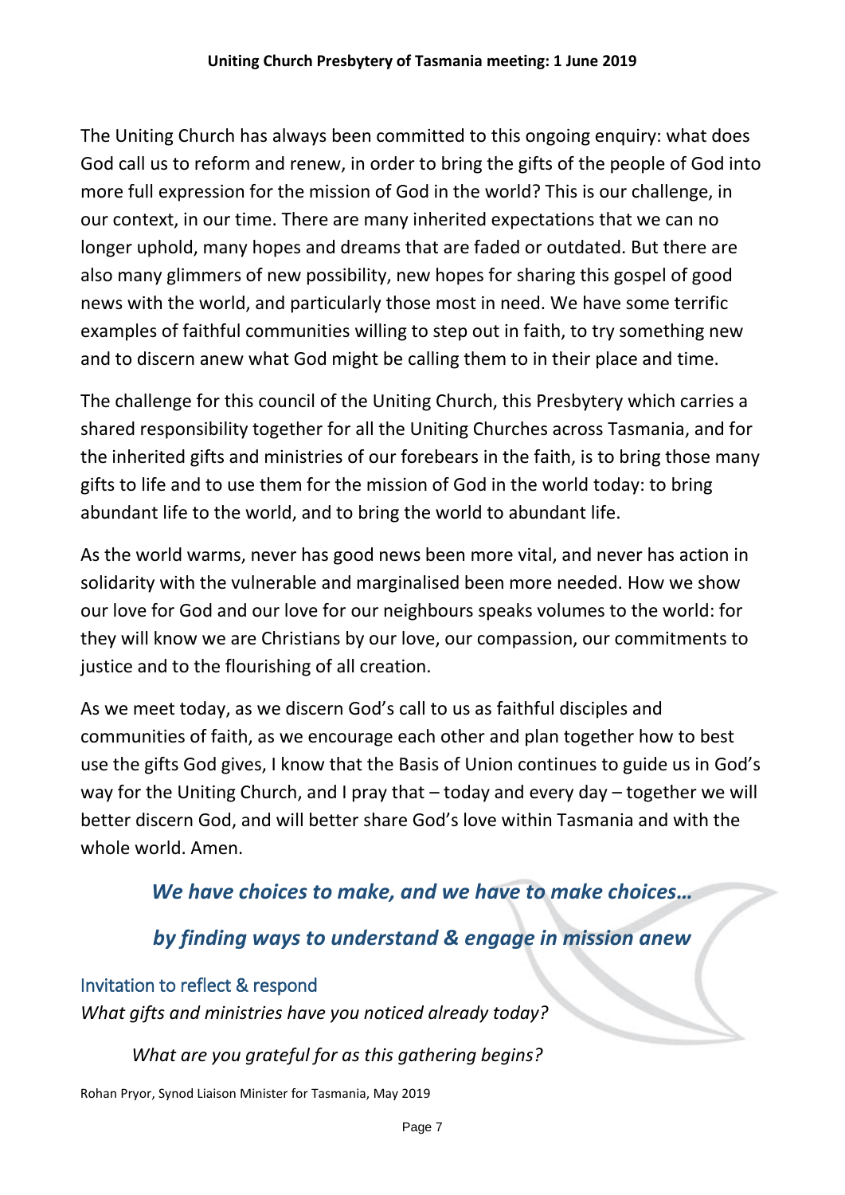The Uniting Church has always been committed to this ongoing enquiry: what does God call us to reform and renew, in order to bring the gifts of the people of God into more full expression for the mission of God in the world? This is our challenge, in our context, in our time. There are many inherited expectations that we can no longer uphold, many hopes and dreams that are faded or outdated. But there are also many glimmers of new possibility, new hopes for sharing this gospel of good news with the world, and particularly those most in need. We have some terrific examples of faithful communities willing to step out in faith, to try something new and to discern anew what God might be calling them to in their place and time.

The challenge for this council of the Uniting Church, this Presbytery which carries a shared responsibility together for all the Uniting Churches across Tasmania, and for the inherited gifts and ministries of our forebears in the faith, is to bring those many gifts to life and to use them for the mission of God in the world today: to bring abundant life to the world, and to bring the world to abundant life.

As the world warms, never has good news been more vital, and never has action in solidarity with the vulnerable and marginalised been more needed. How we show our love for God and our love for our neighbours speaks volumes to the world: for they will know we are Christians by our love, our compassion, our commitments to justice and to the flourishing of all creation.

As we meet today, as we discern God's call to us as faithful disciples and communities of faith, as we encourage each other and plan together how to best use the gifts God gives, I know that the Basis of Union continues to guide us in God's way for the Uniting Church, and I pray that – today and every day – together we will better discern God, and will better share God's love within Tasmania and with the whole world. Amen.

***We have choices to make, and we have to make choices…***

***by finding ways to understand & engage in mission anew***

## Invitation to reflect & respond

*What gifts and ministries have you noticed already today?*

*What are you grateful for as this gathering begins?*

Rohan Pryor, Synod Liaison Minister for Tasmania, May 2019